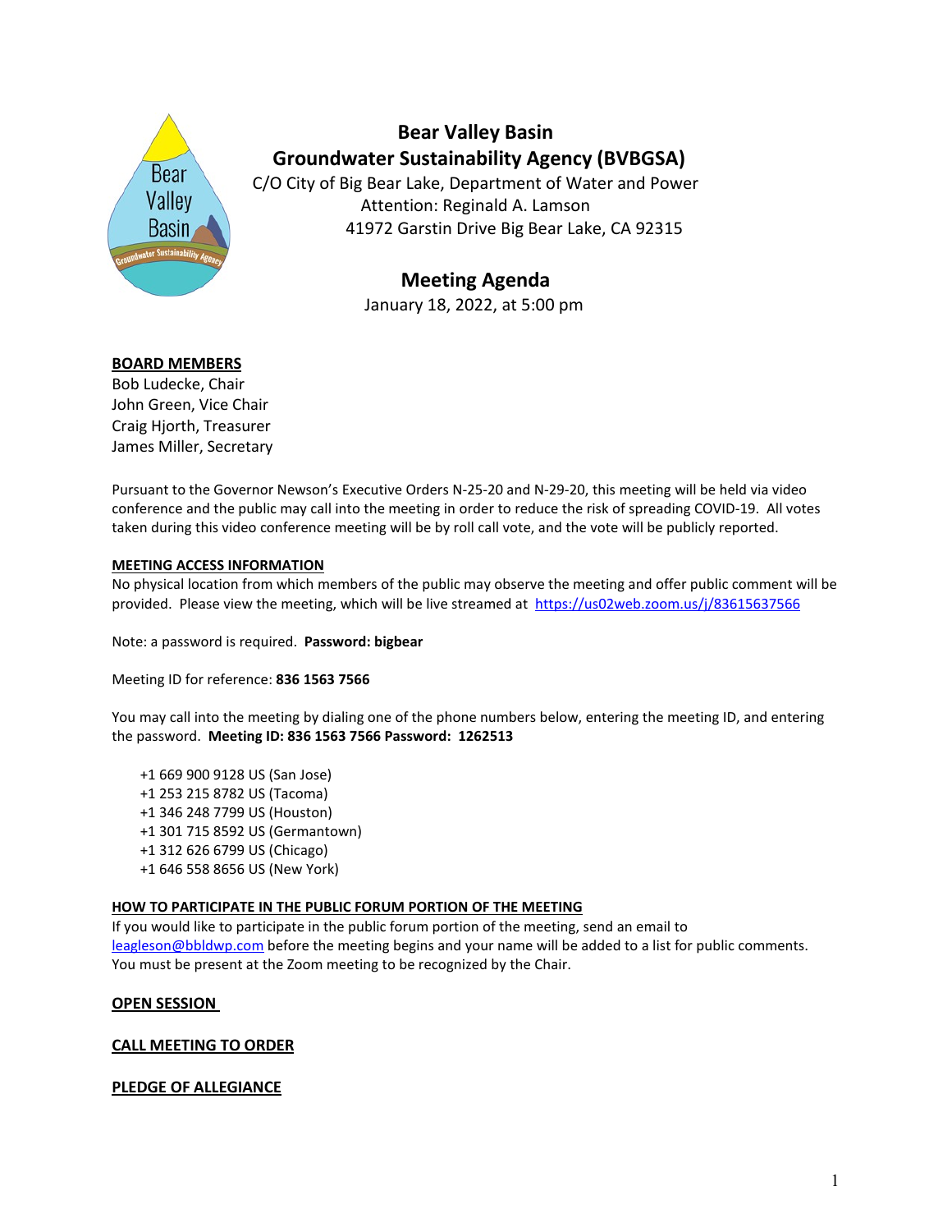# Bear Valley Basin Groundwater Sustainability Agency (BVBGSA)

C/O City of Big Bear Lake, Department of Water and Power
Attention: Reginald A. Lamson
41972 Garstin Drive Big Bear Lake, CA 92315

## Meeting Agenda

January 18, 2022, at 5:00 pm

**BOARD MEMBERS**

Bob Ludecke, Chair
John Green, Vice Chair
Craig Hjorth, Treasurer
James Miller, Secretary

Pursuant to the Governor Newson's Executive Orders N-25-20 and N-29-20, this meeting will be held via video conference and the public may call into the meeting in order to reduce the risk of spreading COVID-19. All votes taken during this video conference meeting will be by roll call vote, and the vote will be publicly reported.

**MEETING ACCESS INFORMATION**

No physical location from which members of the public may observe the meeting and offer public comment will be provided. Please view the meeting, which will be live streamed at https://us02web.zoom.us/j/83615637566

Note: a password is required. **Password: bigbear**

Meeting ID for reference: **836 1563 7566**

You may call into the meeting by dialing one of the phone numbers below, entering the meeting ID, and entering the password. **Meeting ID: 836 1563 7566 Password: 1262513**

- +1 669 900 9128 US (San Jose)
- +1 253 215 8782 US (Tacoma)
- +1 346 248 7799 US (Houston)
- +1 301 715 8592 US (Germantown)
- +1 312 626 6799 US (Chicago)
- +1 646 558 8656 US (New York)

**HOW TO PARTICIPATE IN THE PUBLIC FORUM PORTION OF THE MEETING**

If you would like to participate in the public forum portion of the meeting, send an email to leagleson@bbldwp.com before the meeting begins and your name will be added to a list for public comments. You must be present at the Zoom meeting to be recognized by the Chair.

**OPEN SESSION**

**CALL MEETING TO ORDER**

**PLEDGE OF ALLEGIANCE**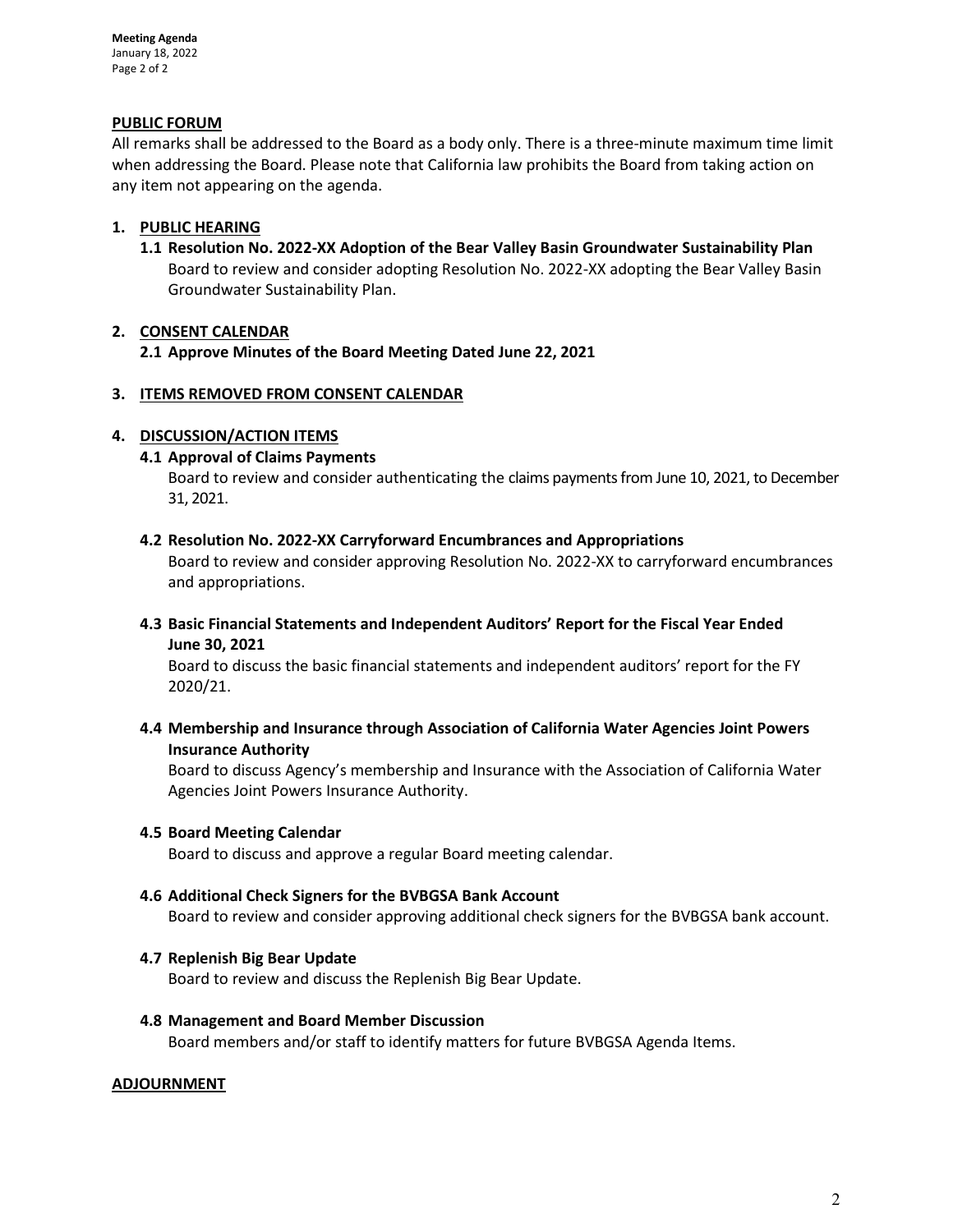## PUBLIC FORUM

All remarks shall be addressed to the Board as a body only. There is a three-minute maximum time limit when addressing the Board. Please note that California law prohibits the Board from taking action on any item not appearing on the agenda.

## 1. PUBLIC HEARING

**1.1 Resolution No. 2022-XX Adoption of the Bear Valley Basin Groundwater Sustainability Plan**

Board to review and consider adopting Resolution No. 2022-XX adopting the Bear Valley Basin Groundwater Sustainability Plan.

## 2. CONSENT CALENDAR

**2.1 Approve Minutes of the Board Meeting Dated June 22, 2021**

## 3. ITEMS REMOVED FROM CONSENT CALENDAR

## 4. DISCUSSION/ACTION ITEMS

**4.1 Approval of Claims Payments**

Board to review and consider authenticating the claims payments from June 10, 2021, to December 31, 2021.

**4.2 Resolution No. 2022-XX Carryforward Encumbrances and Appropriations**

Board to review and consider approving Resolution No. 2022-XX to carryforward encumbrances and appropriations.

**4.3 Basic Financial Statements and Independent Auditors' Report for the Fiscal Year Ended June 30, 2021**

Board to discuss the basic financial statements and independent auditors' report for the FY 2020/21.

**4.4 Membership and Insurance through Association of California Water Agencies Joint Powers Insurance Authority**

Board to discuss Agency's membership and Insurance with the Association of California Water Agencies Joint Powers Insurance Authority.

**4.5 Board Meeting Calendar**

Board to discuss and approve a regular Board meeting calendar.

**4.6 Additional Check Signers for the BVBGSA Bank Account**

Board to review and consider approving additional check signers for the BVBGSA bank account.

**4.7 Replenish Big Bear Update**

Board to review and discuss the Replenish Big Bear Update.

**4.8 Management and Board Member Discussion**

Board members and/or staff to identify matters for future BVBGSA Agenda Items.

## ADJOURNMENT